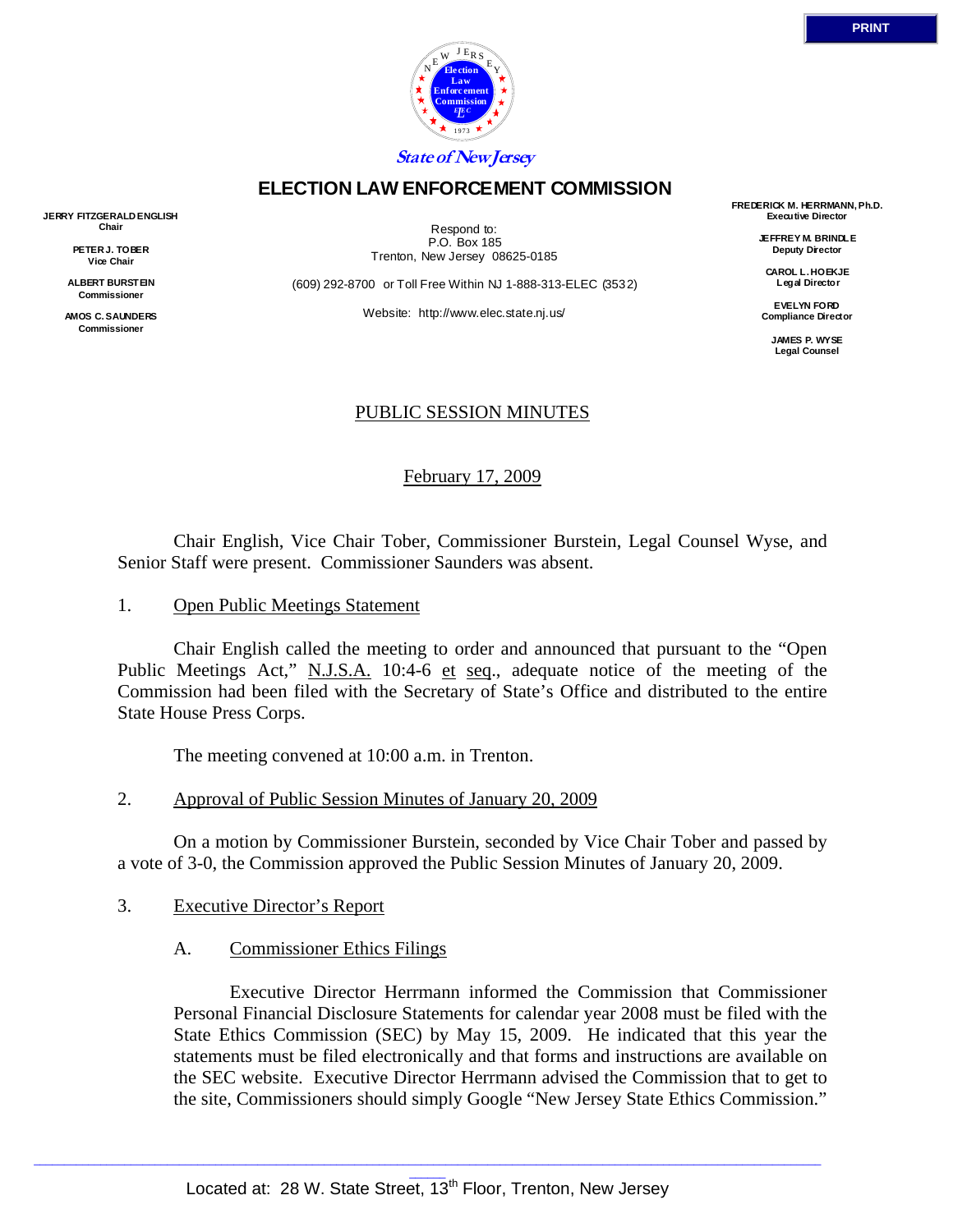State of New Jersey

# ELECTION LAW ENFORCEMENT COMMISSION

**JERRY FITZGERALD ENGLISH**
**Chair**

**PETER J. TOBER**
**Vice Chair**

**ALBERT BURSTEIN**
**Commissioner**

**AMOS C. SAUNDERS**
**Commissioner**

Respond to:
P.O. Box 185
Trenton, New Jersey 08625-0185

(609) 292-8700 or Toll Free Within NJ 1-888-313-ELEC (3532)

Website: http://www.elec.state.nj.us/

**FREDERICK M. HERRMANN, Ph.D.**
**Executive Director**

**JEFFREY M. BRINDLE**
**Deputy Director**

**CAROL L. HOEKJE**
**Legal Director**

**EVELYN FORD**
**Compliance Director**

**JAMES P. WYSE**
**Legal Counsel**

## PUBLIC SESSION MINUTES

February 17, 2009

Chair English, Vice Chair Tober, Commissioner Burstein, Legal Counsel Wyse, and Senior Staff were present. Commissioner Saunders was absent.

1. Open Public Meetings Statement

Chair English called the meeting to order and announced that pursuant to the "Open Public Meetings Act," N.J.S.A. 10:4-6 et seq., adequate notice of the meeting of the Commission had been filed with the Secretary of State's Office and distributed to the entire State House Press Corps.

The meeting convened at 10:00 a.m. in Trenton.

2. Approval of Public Session Minutes of January 20, 2009

On a motion by Commissioner Burstein, seconded by Vice Chair Tober and passed by a vote of 3-0, the Commission approved the Public Session Minutes of January 20, 2009.

3. Executive Director's Report

A. Commissioner Ethics Filings

Executive Director Herrmann informed the Commission that Commissioner Personal Financial Disclosure Statements for calendar year 2008 must be filed with the State Ethics Commission (SEC) by May 15, 2009. He indicated that this year the statements must be filed electronically and that forms and instructions are available on the SEC website. Executive Director Herrmann advised the Commission that to get to the site, Commissioners should simply Google "New Jersey State Ethics Commission."

Located at: 28 W. State Street, 13th Floor, Trenton, New Jersey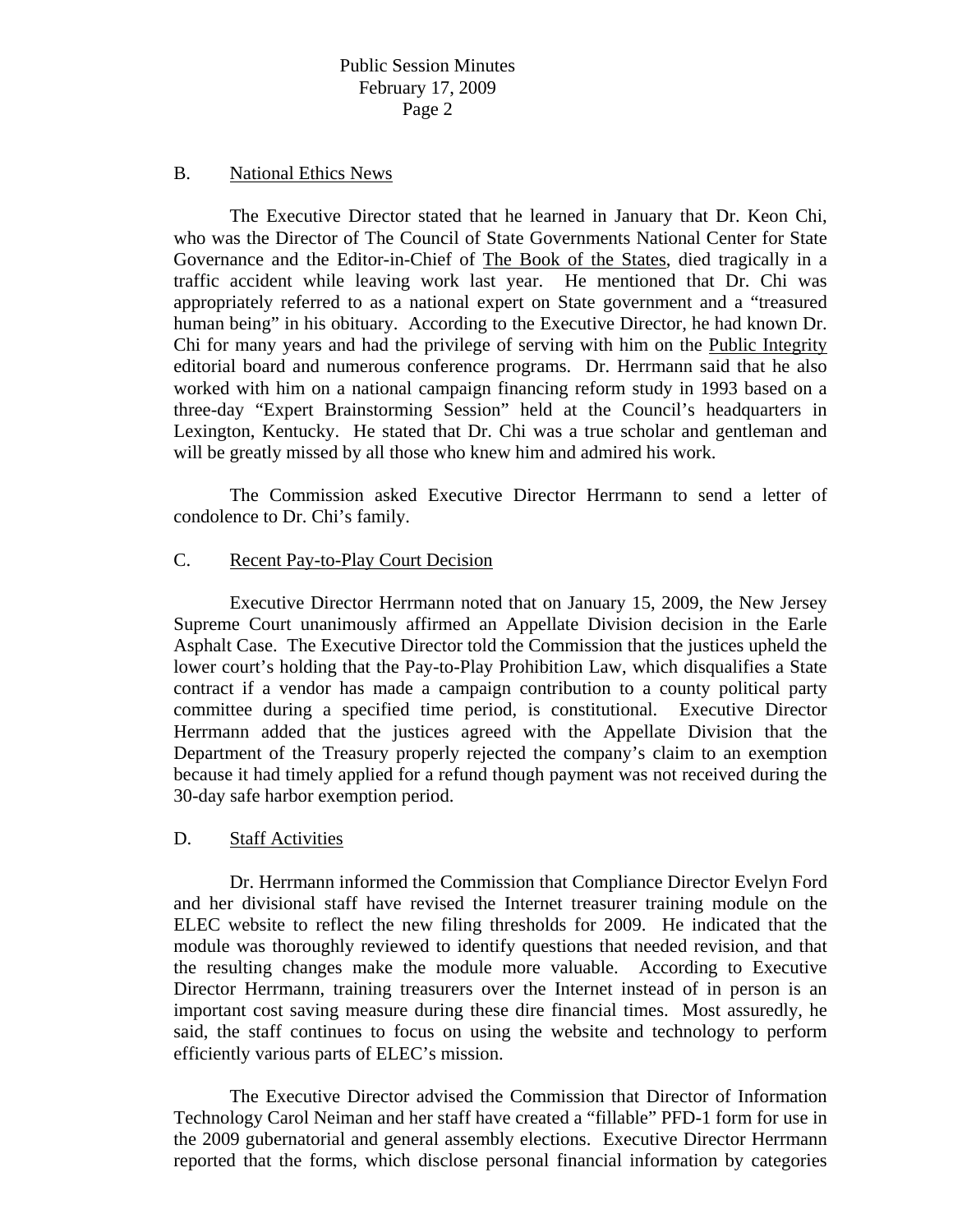## B. National Ethics News

The Executive Director stated that he learned in January that Dr. Keon Chi, who was the Director of The Council of State Governments National Center for State Governance and the Editor-in-Chief of The Book of the States, died tragically in a traffic accident while leaving work last year. He mentioned that Dr. Chi was appropriately referred to as a national expert on State government and a "treasured human being" in his obituary. According to the Executive Director, he had known Dr. Chi for many years and had the privilege of serving with him on the Public Integrity editorial board and numerous conference programs. Dr. Herrmann said that he also worked with him on a national campaign financing reform study in 1993 based on a three-day "Expert Brainstorming Session" held at the Council's headquarters in Lexington, Kentucky. He stated that Dr. Chi was a true scholar and gentleman and will be greatly missed by all those who knew him and admired his work.

The Commission asked Executive Director Herrmann to send a letter of condolence to Dr. Chi's family.

## C. Recent Pay-to-Play Court Decision

Executive Director Herrmann noted that on January 15, 2009, the New Jersey Supreme Court unanimously affirmed an Appellate Division decision in the Earle Asphalt Case. The Executive Director told the Commission that the justices upheld the lower court's holding that the Pay-to-Play Prohibition Law, which disqualifies a State contract if a vendor has made a campaign contribution to a county political party committee during a specified time period, is constitutional. Executive Director Herrmann added that the justices agreed with the Appellate Division that the Department of the Treasury properly rejected the company's claim to an exemption because it had timely applied for a refund though payment was not received during the 30-day safe harbor exemption period.

## D. Staff Activities

Dr. Herrmann informed the Commission that Compliance Director Evelyn Ford and her divisional staff have revised the Internet treasurer training module on the ELEC website to reflect the new filing thresholds for 2009. He indicated that the module was thoroughly reviewed to identify questions that needed revision, and that the resulting changes make the module more valuable. According to Executive Director Herrmann, training treasurers over the Internet instead of in person is an important cost saving measure during these dire financial times. Most assuredly, he said, the staff continues to focus on using the website and technology to perform efficiently various parts of ELEC's mission.

The Executive Director advised the Commission that Director of Information Technology Carol Neiman and her staff have created a "fillable" PFD-1 form for use in the 2009 gubernatorial and general assembly elections. Executive Director Herrmann reported that the forms, which disclose personal financial information by categories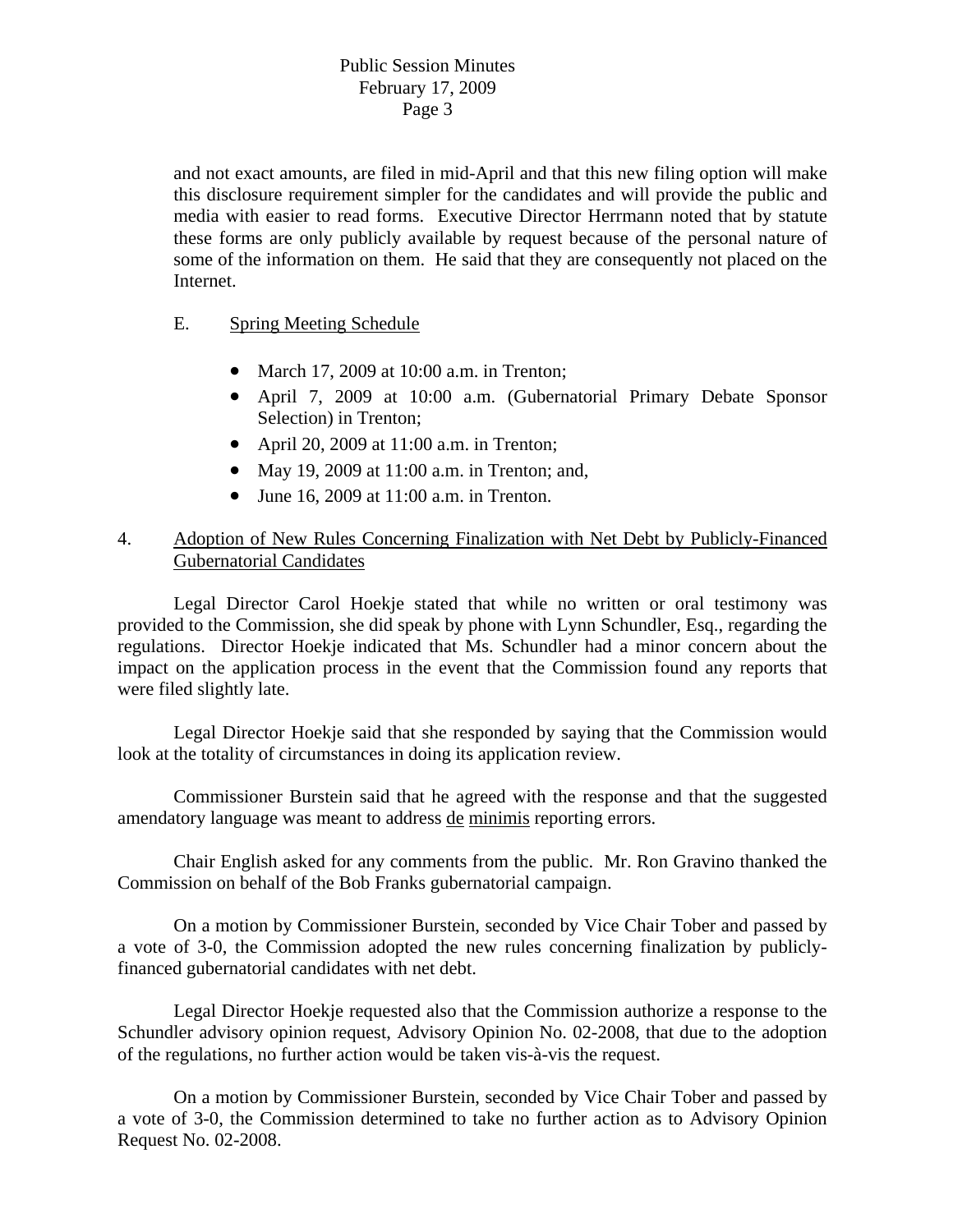and not exact amounts, are filed in mid-April and that this new filing option will make this disclosure requirement simpler for the candidates and will provide the public and media with easier to read forms. Executive Director Herrmann noted that by statute these forms are only publicly available by request because of the personal nature of some of the information on them. He said that they are consequently not placed on the Internet.

E. Spring Meeting Schedule

- March 17, 2009 at 10:00 a.m. in Trenton;
- April 7, 2009 at 10:00 a.m. (Gubernatorial Primary Debate Sponsor Selection) in Trenton;
- April 20, 2009 at 11:00 a.m. in Trenton;
- May 19, 2009 at 11:00 a.m. in Trenton; and,
- June 16, 2009 at 11:00 a.m. in Trenton.

4. Adoption of New Rules Concerning Finalization with Net Debt by Publicly-Financed Gubernatorial Candidates

Legal Director Carol Hoekje stated that while no written or oral testimony was provided to the Commission, she did speak by phone with Lynn Schundler, Esq., regarding the regulations. Director Hoekje indicated that Ms. Schundler had a minor concern about the impact on the application process in the event that the Commission found any reports that were filed slightly late.

Legal Director Hoekje said that she responded by saying that the Commission would look at the totality of circumstances in doing its application review.

Commissioner Burstein said that he agreed with the response and that the suggested amendatory language was meant to address de minimis reporting errors.

Chair English asked for any comments from the public. Mr. Ron Gravino thanked the Commission on behalf of the Bob Franks gubernatorial campaign.

On a motion by Commissioner Burstein, seconded by Vice Chair Tober and passed by a vote of 3-0, the Commission adopted the new rules concerning finalization by publicly-financed gubernatorial candidates with net debt.

Legal Director Hoekje requested also that the Commission authorize a response to the Schundler advisory opinion request, Advisory Opinion No. 02-2008, that due to the adoption of the regulations, no further action would be taken vis-à-vis the request.

On a motion by Commissioner Burstein, seconded by Vice Chair Tober and passed by a vote of 3-0, the Commission determined to take no further action as to Advisory Opinion Request No. 02-2008.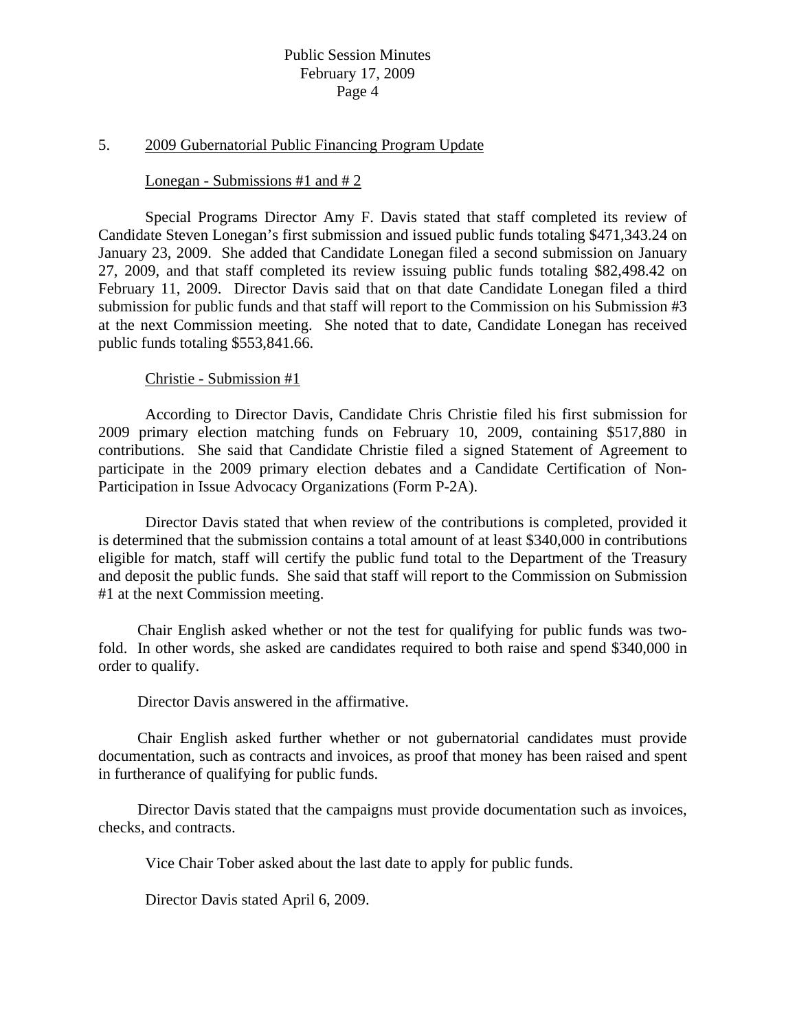## 5. 2009 Gubernatorial Public Financing Program Update

### Lonegan - Submissions #1 and # 2

Special Programs Director Amy F. Davis stated that staff completed its review of Candidate Steven Lonegan's first submission and issued public funds totaling $471,343.24 on January 23, 2009. She added that Candidate Lonegan filed a second submission on January 27, 2009, and that staff completed its review issuing public funds totaling $82,498.42 on February 11, 2009. Director Davis said that on that date Candidate Lonegan filed a third submission for public funds and that staff will report to the Commission on his Submission #3 at the next Commission meeting. She noted that to date, Candidate Lonegan has received public funds totaling $553,841.66.

### Christie - Submission #1

According to Director Davis, Candidate Chris Christie filed his first submission for 2009 primary election matching funds on February 10, 2009, containing $517,880 in contributions. She said that Candidate Christie filed a signed Statement of Agreement to participate in the 2009 primary election debates and a Candidate Certification of Non-Participation in Issue Advocacy Organizations (Form P-2A).

Director Davis stated that when review of the contributions is completed, provided it is determined that the submission contains a total amount of at least $340,000 in contributions eligible for match, staff will certify the public fund total to the Department of the Treasury and deposit the public funds. She said that staff will report to the Commission on Submission #1 at the next Commission meeting.

Chair English asked whether or not the test for qualifying for public funds was two-fold. In other words, she asked are candidates required to both raise and spend $340,000 in order to qualify.

Director Davis answered in the affirmative.

Chair English asked further whether or not gubernatorial candidates must provide documentation, such as contracts and invoices, as proof that money has been raised and spent in furtherance of qualifying for public funds.

Director Davis stated that the campaigns must provide documentation such as invoices, checks, and contracts.

Vice Chair Tober asked about the last date to apply for public funds.

Director Davis stated April 6, 2009.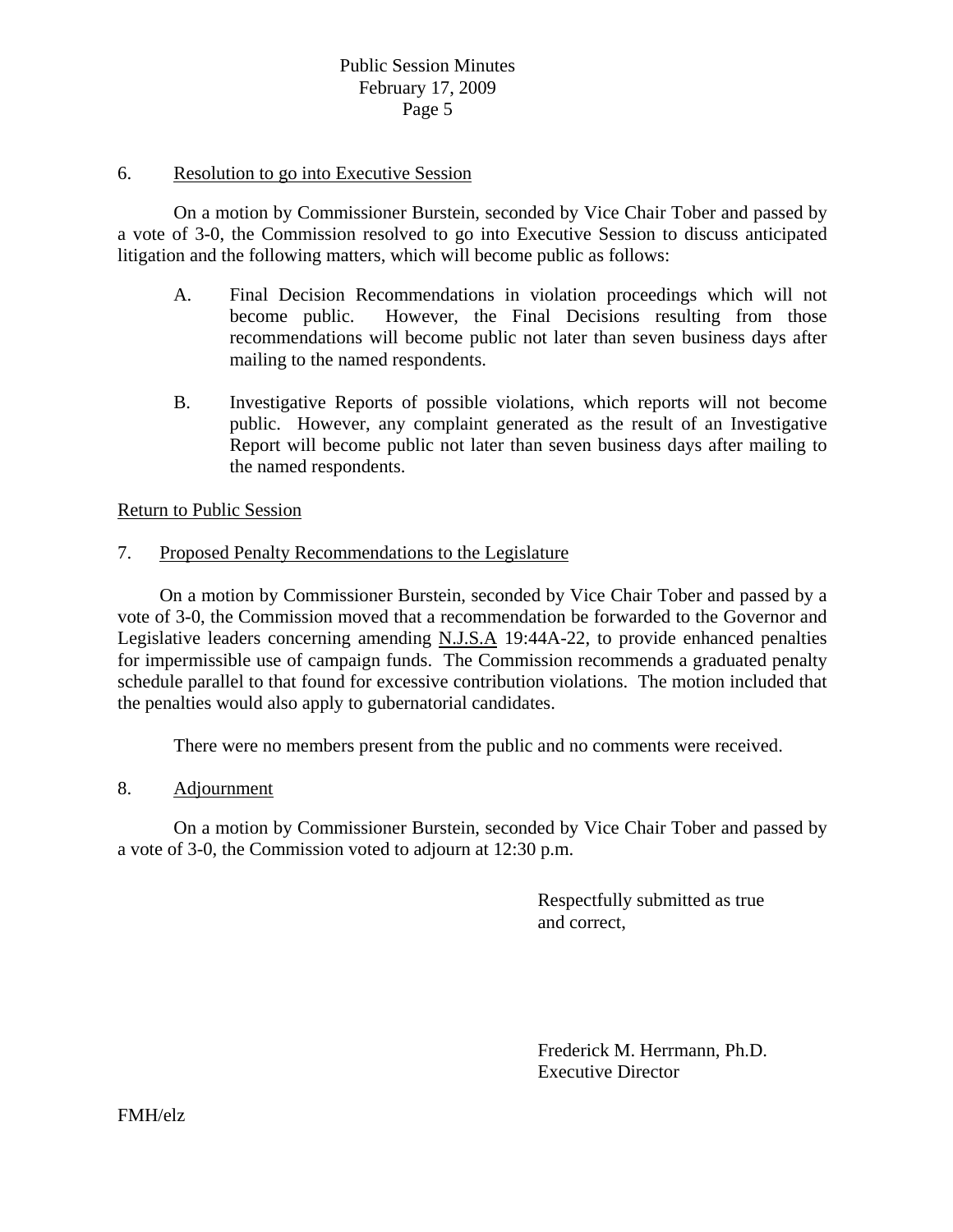6. Resolution to go into Executive Session

On a motion by Commissioner Burstein, seconded by Vice Chair Tober and passed by a vote of 3-0, the Commission resolved to go into Executive Session to discuss anticipated litigation and the following matters, which will become public as follows:

A. Final Decision Recommendations in violation proceedings which will not become public. However, the Final Decisions resulting from those recommendations will become public not later than seven business days after mailing to the named respondents.

B. Investigative Reports of possible violations, which reports will not become public. However, any complaint generated as the result of an Investigative Report will become public not later than seven business days after mailing to the named respondents.

Return to Public Session

7. Proposed Penalty Recommendations to the Legislature

On a motion by Commissioner Burstein, seconded by Vice Chair Tober and passed by a vote of 3-0, the Commission moved that a recommendation be forwarded to the Governor and Legislative leaders concerning amending N.J.S.A 19:44A-22, to provide enhanced penalties for impermissible use of campaign funds. The Commission recommends a graduated penalty schedule parallel to that found for excessive contribution violations. The motion included that the penalties would also apply to gubernatorial candidates.

There were no members present from the public and no comments were received.

8. Adjournment

On a motion by Commissioner Burstein, seconded by Vice Chair Tober and passed by a vote of 3-0, the Commission voted to adjourn at 12:30 p.m.

Respectfully submitted as true and correct,

Frederick M. Herrmann, Ph.D.
Executive Director

FMH/elz